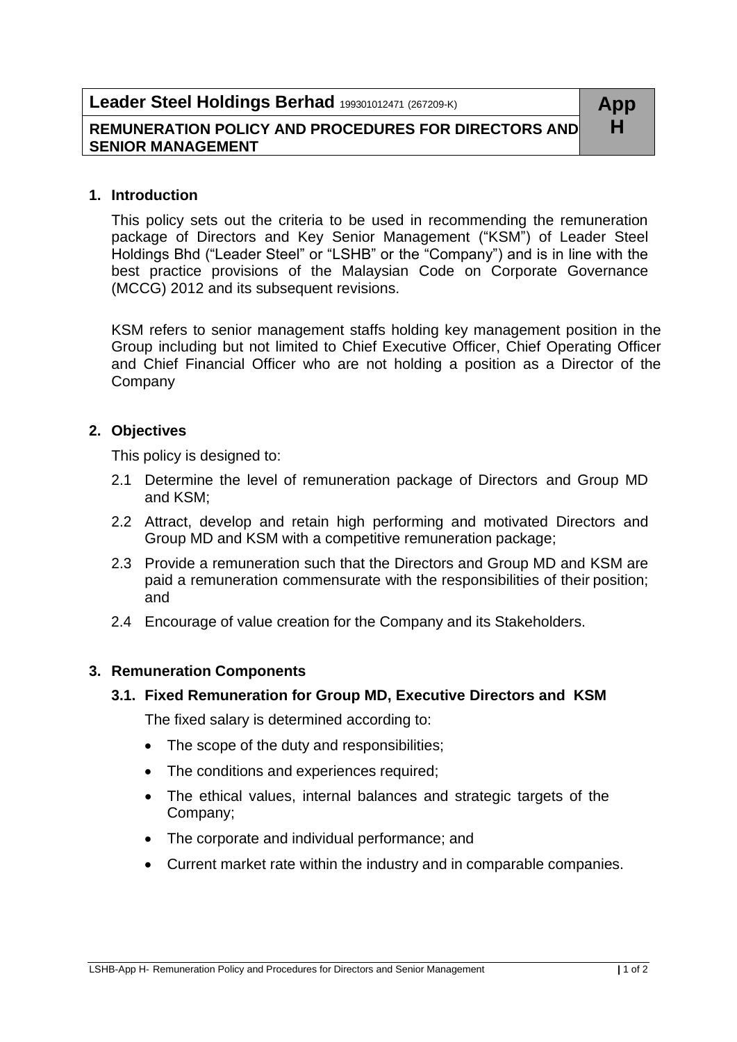**Leader Steel Holdings Berhad** 199301012471 (267209-K)

**REMUNERATION POLICY AND PROCEDURES FOR DIRECTORS AND SENIOR MANAGEMENT**

**App H**

## 1. Introduction

This policy sets out the criteria to be used in recommending the remuneration package of Directors and Key Senior Management ("KSM") of Leader Steel Holdings Bhd ("Leader Steel" or "LSHB" or the "Company") and is in line with the best practice provisions of the Malaysian Code on Corporate Governance (MCCG) 2012 and its subsequent revisions.

KSM refers to senior management staffs holding key management position in the Group including but not limited to Chief Executive Officer, Chief Operating Officer and Chief Financial Officer who are not holding a position as a Director of the Company

## 2. Objectives

This policy is designed to:

2.1 Determine the level of remuneration package of Directors and Group MD and KSM;

2.2 Attract, develop and retain high performing and motivated Directors and Group MD and KSM with a competitive remuneration package;

2.3 Provide a remuneration such that the Directors and Group MD and KSM are paid a remuneration commensurate with the responsibilities of their position; and

2.4 Encourage of value creation for the Company and its Stakeholders.

## 3. Remuneration Components

### 3.1. Fixed Remuneration for Group MD, Executive Directors and KSM

The fixed salary is determined according to:

- The scope of the duty and responsibilities;
- The conditions and experiences required;
- The ethical values, internal balances and strategic targets of the Company;
- The corporate and individual performance; and
- Current market rate within the industry and in comparable companies.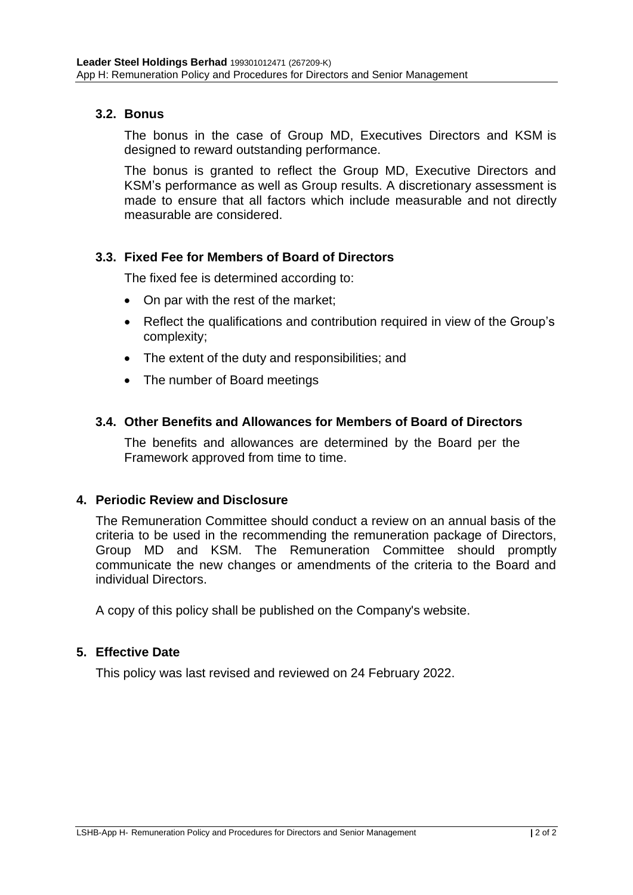### 3.2. Bonus

The bonus in the case of Group MD, Executives Directors and KSM is designed to reward outstanding performance.

The bonus is granted to reflect the Group MD, Executive Directors and KSM's performance as well as Group results. A discretionary assessment is made to ensure that all factors which include measurable and not directly measurable are considered.

### 3.3. Fixed Fee for Members of Board of Directors

The fixed fee is determined according to:

- On par with the rest of the market;
- Reflect the qualifications and contribution required in view of the Group's complexity;
- The extent of the duty and responsibilities; and
- The number of Board meetings

### 3.4. Other Benefits and Allowances for Members of Board of Directors

The benefits and allowances are determined by the Board per the Framework approved from time to time.

## 4. Periodic Review and Disclosure

The Remuneration Committee should conduct a review on an annual basis of the criteria to be used in the recommending the remuneration package of Directors, Group MD and KSM. The Remuneration Committee should promptly communicate the new changes or amendments of the criteria to the Board and individual Directors.

A copy of this policy shall be published on the Company's website.

## 5. Effective Date

This policy was last revised and reviewed on 24 February 2022.